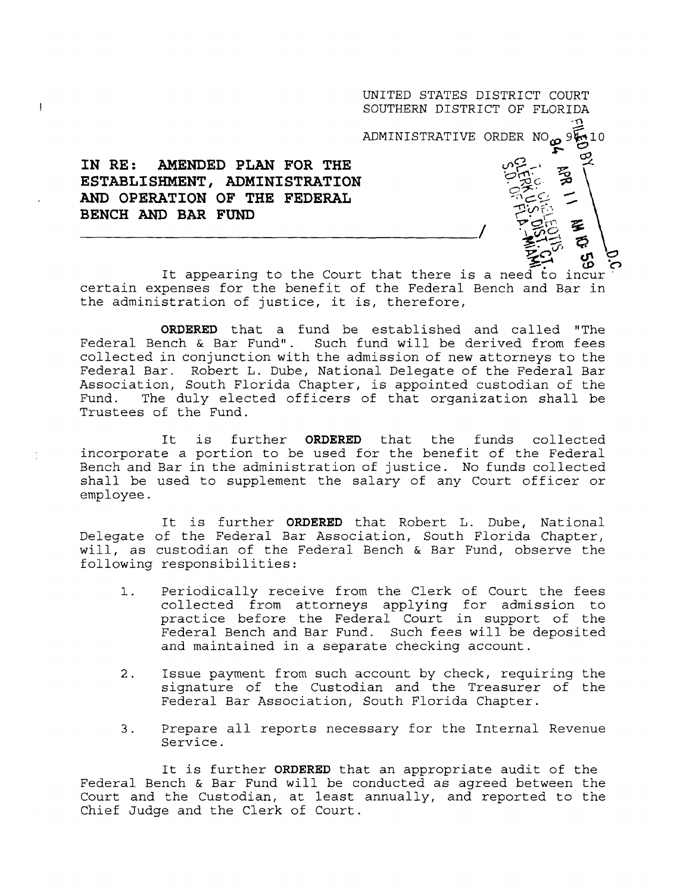UNITED STATES DISTRICT COURT
SOUTHERN DISTRICT OF FLORIDA

ADMINISTRATIVE ORDER NO. 94-10

**IN RE: AMENDED PLAN FOR THE ESTABLISHMENT, ADMINISTRATION AND OPERATION OF THE FEDERAL BENCH AND BAR FUND**

______________________________________________/

It appearing to the Court that there is a need to incur certain expenses for the benefit of the Federal Bench and Bar in the administration of justice, it is, therefore,

**ORDERED** that a fund be established and called "The Federal Bench & Bar Fund". Such fund will be derived from fees collected in conjunction with the admission of new attorneys to the Federal Bar. Robert L. Dube, National Delegate of the Federal Bar Association, South Florida Chapter, is appointed custodian of the Fund. The duly elected officers of that organization shall be Trustees of the Fund.

It is further **ORDERED** that the funds collected incorporate a portion to be used for the benefit of the Federal Bench and Bar in the administration of justice. No funds collected shall be used to supplement the salary of any Court officer or employee.

It is further **ORDERED** that Robert L. Dube, National Delegate of the Federal Bar Association, South Florida Chapter, will, as custodian of the Federal Bench & Bar Fund, observe the following responsibilities:

1. Periodically receive from the Clerk of Court the fees collected from attorneys applying for admission to practice before the Federal Court in support of the Federal Bench and Bar Fund. Such fees will be deposited and maintained in a separate checking account.

2. Issue payment from such account by check, requiring the signature of the Custodian and the Treasurer of the Federal Bar Association, South Florida Chapter.

3. Prepare all reports necessary for the Internal Revenue Service.

It is further **ORDERED** that an appropriate audit of the Federal Bench & Bar Fund will be conducted as agreed between the Court and the Custodian, at least annually, and reported to the Chief Judge and the Clerk of Court.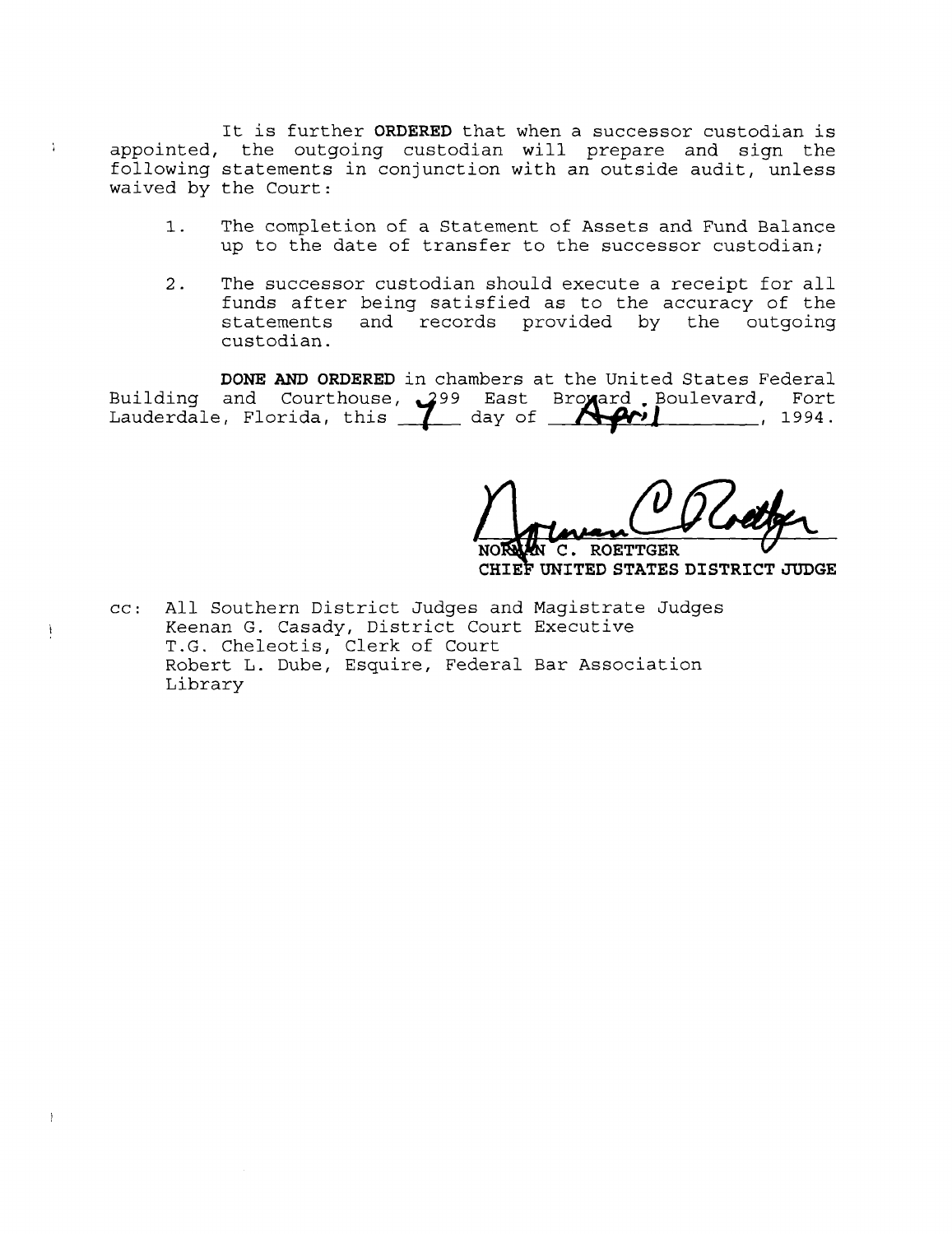It is further **ORDERED** that when a successor custodian is appointed, the outgoing custodian will prepare and sign the following statements in conjunction with an outside audit, unless waived by the Court:

1. The completion of a Statement of Assets and Fund Balance up to the date of transfer to the successor custodian;

2. The successor custodian should execute a receipt for all funds after being satisfied as to the accuracy of the statements and records provided by the outgoing custodian.

**DONE AND ORDERED** in chambers at the United States Federal Building and Courthouse, 299 East Broward Boulevard, Fort Lauderdale, Florida, this 7 day of April, 1994.

NORMAN C. ROETTGER
**CHIEF UNITED STATES DISTRICT JUDGE**

cc: All Southern District Judges and Magistrate Judges
Keenan G. Casady, District Court Executive
T.G. Cheleotis, Clerk of Court
Robert L. Dube, Esquire, Federal Bar Association
Library